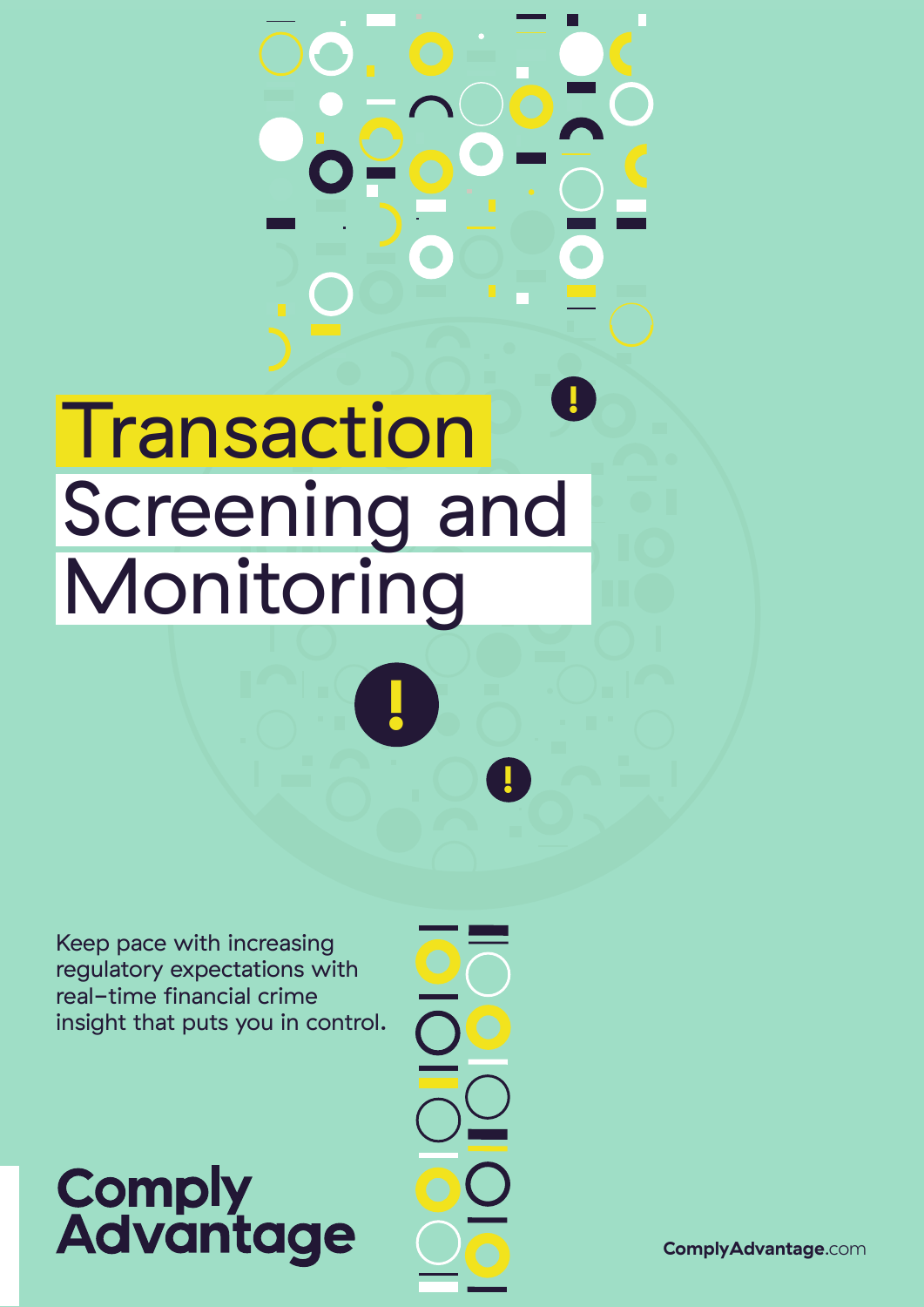# Transaction Screening and Monitoring

Keep pace with increasing regulatory expectations with real-time financial crime insight that puts you in control.

**ComplyAdvantage**

**ComplyAdvantage**.com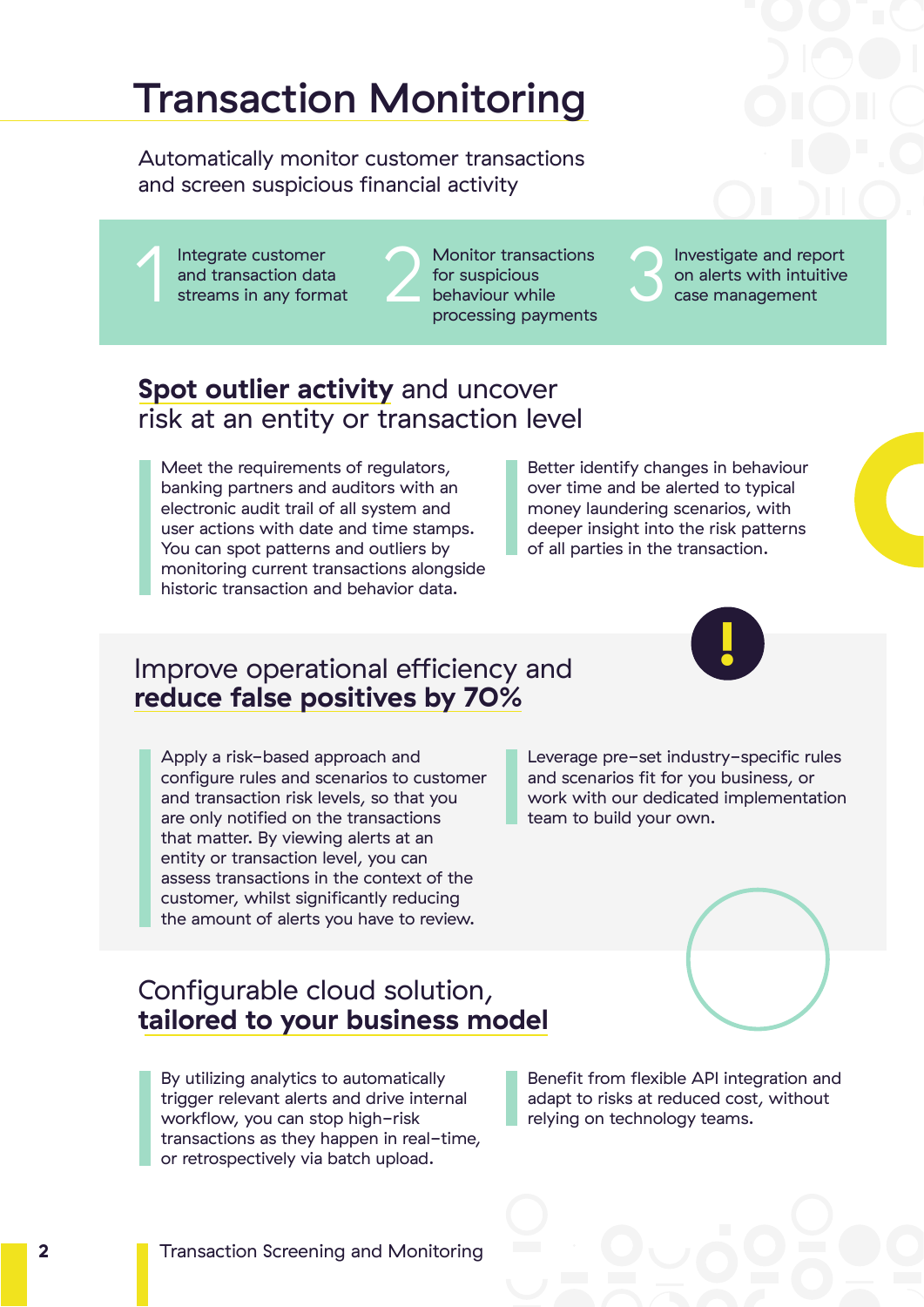# Transaction Monitoring

Automatically monitor customer transactions and screen suspicious financial activity

1. Integrate customer and transaction data streams in any format
2. Monitor transactions for suspicious behaviour while processing payments
3. Investigate and report on alerts with intuitive case management

## **Spot outlier activity** and uncover risk at an entity or transaction level

Meet the requirements of regulators, banking partners and auditors with an electronic audit trail of all system and user actions with date and time stamps. You can spot patterns and outliers by monitoring current transactions alongside historic transaction and behavior data.

Better identify changes in behaviour over time and be alerted to typical money laundering scenarios, with deeper insight into the risk patterns of all parties in the transaction.

## Improve operational efficiency and **reduce false positives by 70%**

Apply a risk-based approach and configure rules and scenarios to customer and transaction risk levels, so that you are only notified on the transactions that matter. By viewing alerts at an entity or transaction level, you can assess transactions in the context of the customer, whilst significantly reducing the amount of alerts you have to review.

Leverage pre-set industry-specific rules and scenarios fit for you business, or work with our dedicated implementation team to build your own.

## Configurable cloud solution, **tailored to your business model**

By utilizing analytics to automatically trigger relevant alerts and drive internal workflow, you can stop high-risk transactions as they happen in real-time, or retrospectively via batch upload.

Benefit from flexible API integration and adapt to risks at reduced cost, without relying on technology teams.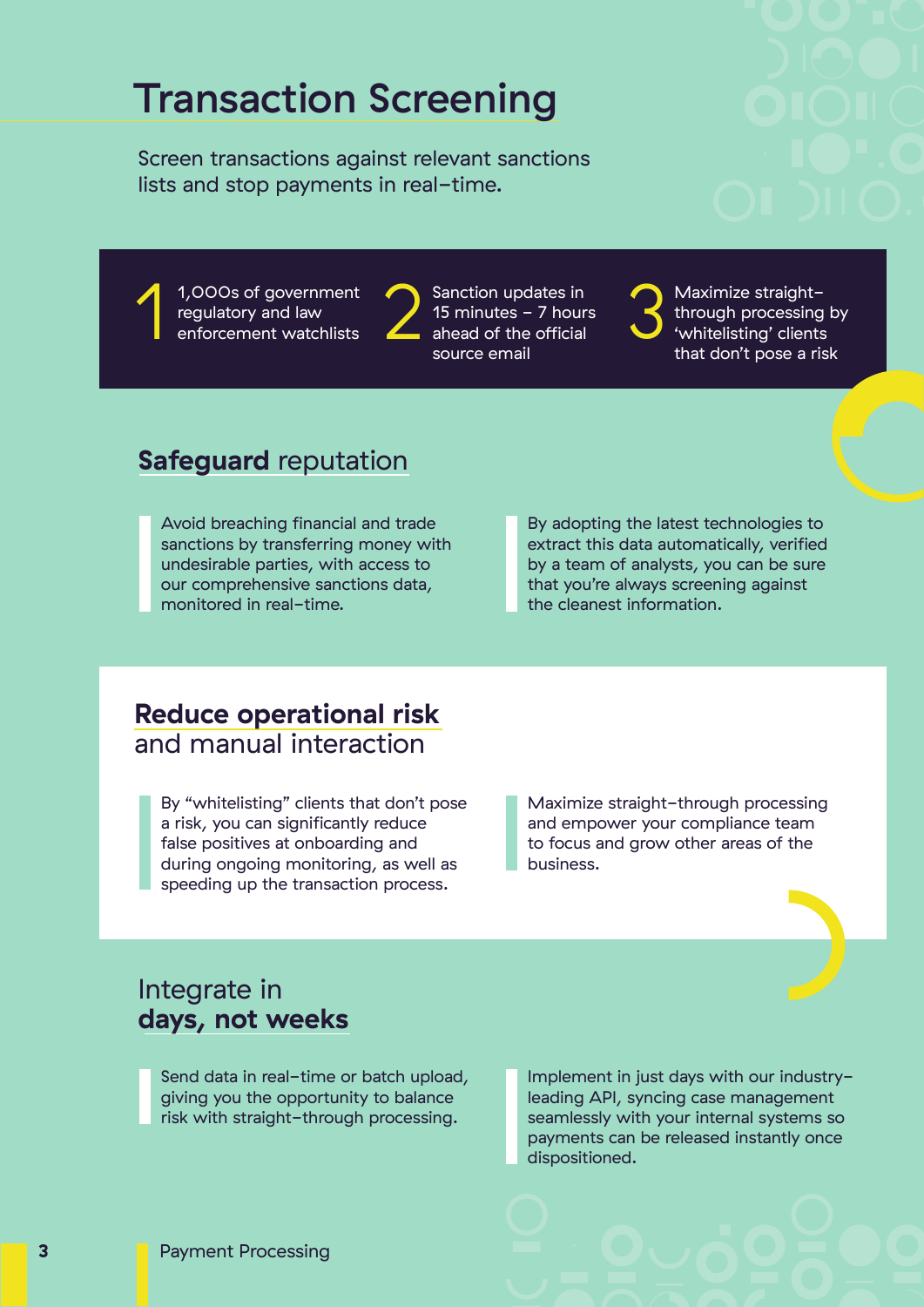# Transaction Screening

Screen transactions against relevant sanctions lists and stop payments in real-time.

1. 1,000s of government regulatory and law enforcement watchlists
2. Sanction updates in 15 minutes – 7 hours ahead of the official source email
3. Maximize straight-through processing by ‘whitelisting’ clients that don’t pose a risk

## **Safeguard** reputation

Avoid breaching financial and trade sanctions by transferring money with undesirable parties, with access to our comprehensive sanctions data, monitored in real-time.

By adopting the latest technologies to extract this data automatically, verified by a team of analysts, you can be sure that you’re always screening against the cleanest information.

## **Reduce operational risk** and manual interaction

By “whitelisting” clients that don’t pose a risk, you can significantly reduce false positives at onboarding and during ongoing monitoring, as well as speeding up the transaction process.

Maximize straight-through processing and empower your compliance team to focus and grow other areas of the business.

## Integrate in **days, not weeks**

Send data in real-time or batch upload, giving you the opportunity to balance risk with straight-through processing.

Implement in just days with our industry-leading API, syncing case management seamlessly with your internal systems so payments can be released instantly once dispositioned.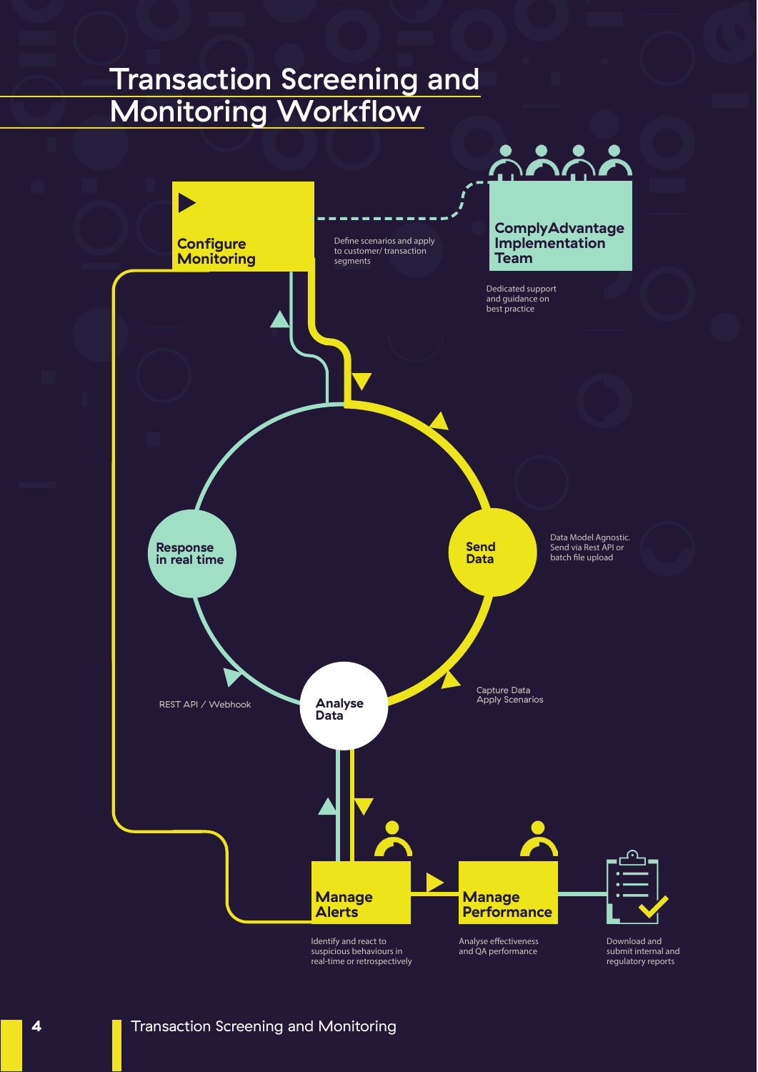# Transaction Screening and Monitoring Workflow

**Configure Monitoring**

Define scenarios and apply to customer/ transaction segments

**ComplyAdvantage Implementation Team**

Dedicated support and guidance on best practice

**Send Data**

Data Model Agnostic. Send via Rest API or batch file upload

**Analyse Data**

Capture Data Apply Scenarios

**Response in real time**

REST API / Webhook

**Manage Alerts**

Identify and react to suspicious behaviours in real-time or retrospectively

**Manage Performance**

Analyse effectiveness and QA performance

Download and submit internal and regulatory reports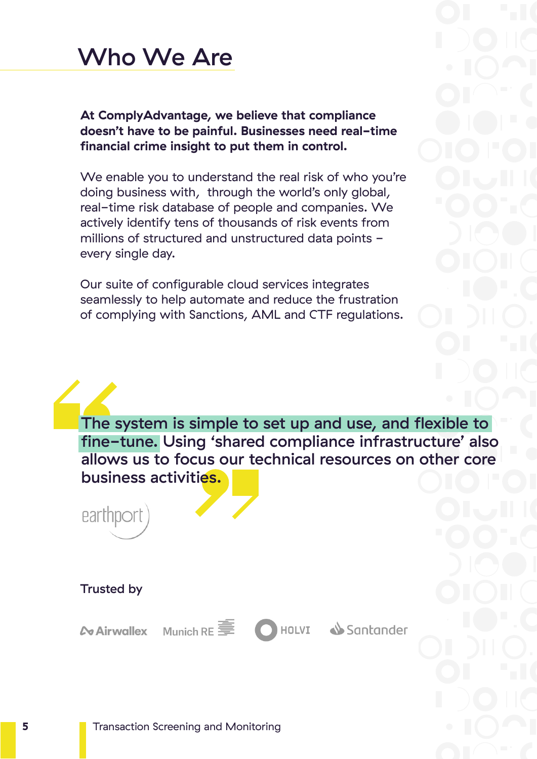# Who We Are

**At ComplyAdvantage, we believe that compliance doesn't have to be painful. Businesses need real-time financial crime insight to put them in control.**

We enable you to understand the real risk of who you're doing business with, through the world's only global, real-time risk database of people and companies. We actively identify tens of thousands of risk events from millions of structured and unstructured data points – every single day.

Our suite of configurable cloud services integrates seamlessly to help automate and reduce the frustration of complying with Sanctions, AML and CTF regulations.

> The system is simple to set up and use, and flexible to fine-tune. Using 'shared compliance infrastructure' also allows us to focus our technical resources on other core business activities.
>
> earthport

Trusted by

Airwallex Munich RE HOLVI Santander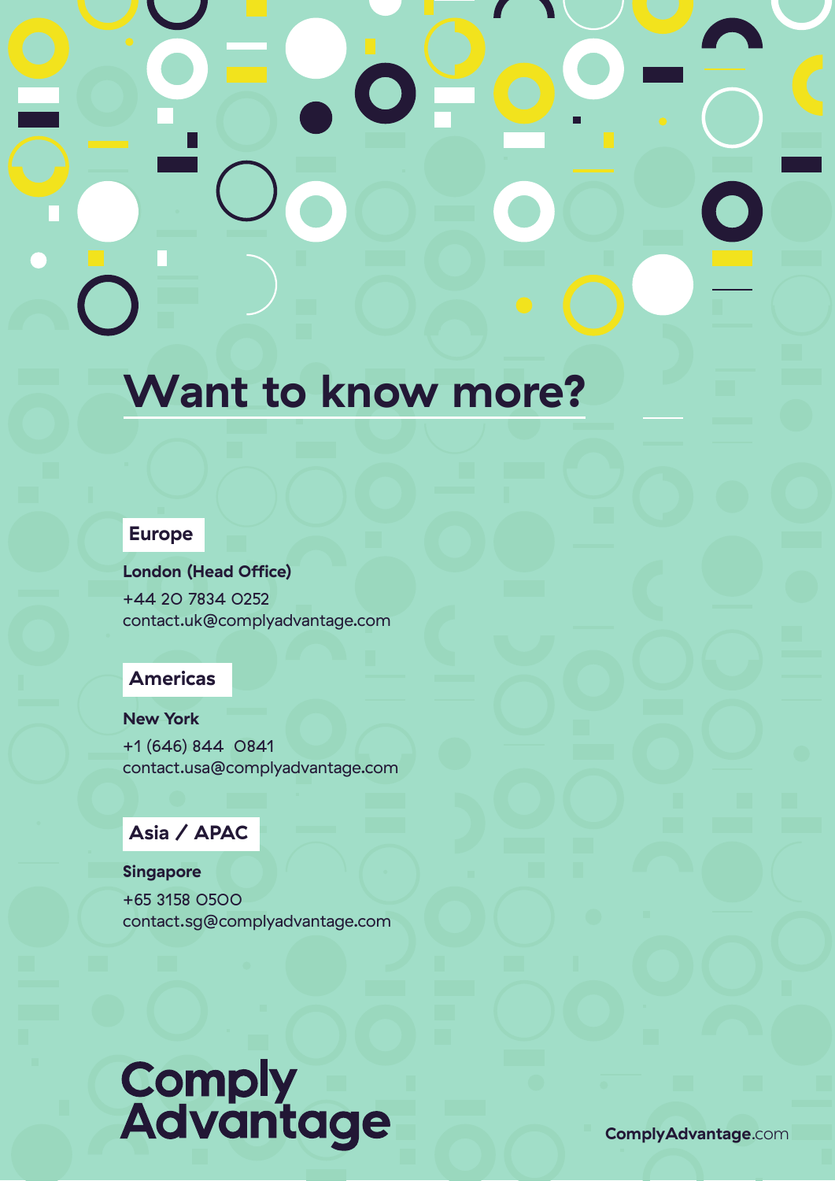# Want to know more?

## Europe

**London (Head Office)**

+44 20 7834 0252

contact.uk@complyadvantage.com

## Americas

**New York**

+1 (646) 844 0841

contact.usa@complyadvantage.com

## Asia / APAC

**Singapore**

+65 3158 0500

contact.sg@complyadvantage.com

**Comply Advantage**

**ComplyAdvantage**.com